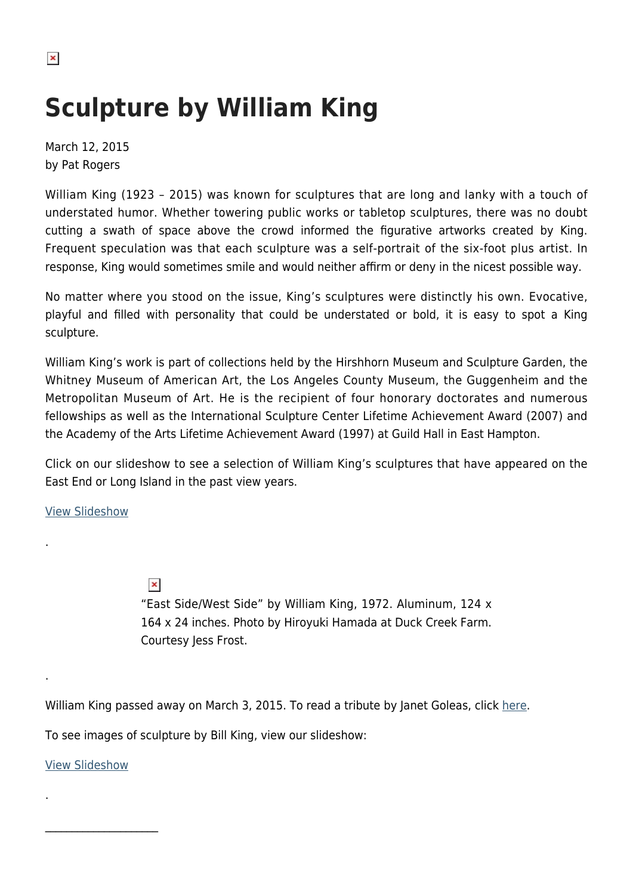# Sculpture by William King

March 12, 2015
by Pat Rogers

William King (1923 – 2015) was known for sculptures that are long and lanky with a touch of understated humor. Whether towering public works or tabletop sculptures, there was no doubt cutting a swath of space above the crowd informed the figurative artworks created by King. Frequent speculation was that each sculpture was a self-portrait of the six-foot plus artist. In response, King would sometimes smile and would neither affirm or deny in the nicest possible way.

No matter where you stood on the issue, King's sculptures were distinctly his own. Evocative, playful and filled with personality that could be understated or bold, it is easy to spot a King sculpture.

William King's work is part of collections held by the Hirshhorn Museum and Sculpture Garden, the Whitney Museum of American Art, the Los Angeles County Museum, the Guggenheim and the Metropolitan Museum of Art. He is the recipient of four honorary doctorates and numerous fellowships as well as the International Sculpture Center Lifetime Achievement Award (2007) and the Academy of the Arts Lifetime Achievement Award (1997) at Guild Hall in East Hampton.

Click on our slideshow to see a selection of William King's sculptures that have appeared on the East End or Long Island in the past view years.

View Slideshow

.

"East Side/West Side" by William King, 1972. Aluminum, 124 x 164 x 24 inches. Photo by Hiroyuki Hamada at Duck Creek Farm. Courtesy Jess Frost.

.

William King passed away on March 3, 2015. To read a tribute by Janet Goleas, click here.

To see images of sculpture by Bill King, view our slideshow:

View Slideshow

.

---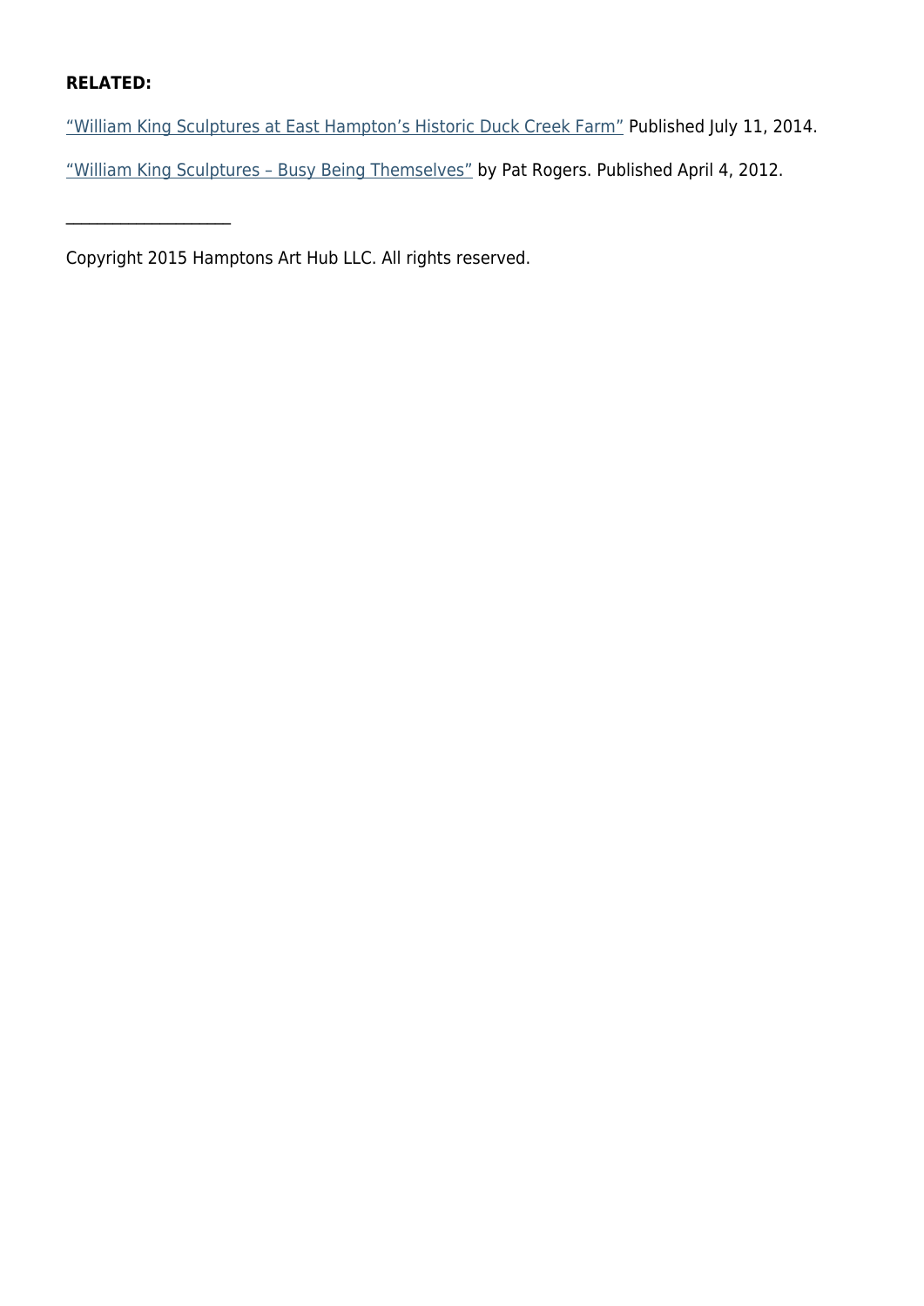**RELATED:**

"William King Sculptures at East Hampton's Historic Duck Creek Farm" Published July 11, 2014.

"William King Sculptures – Busy Being Themselves" by Pat Rogers. Published April 4, 2012.

---

Copyright 2015 Hamptons Art Hub LLC. All rights reserved.